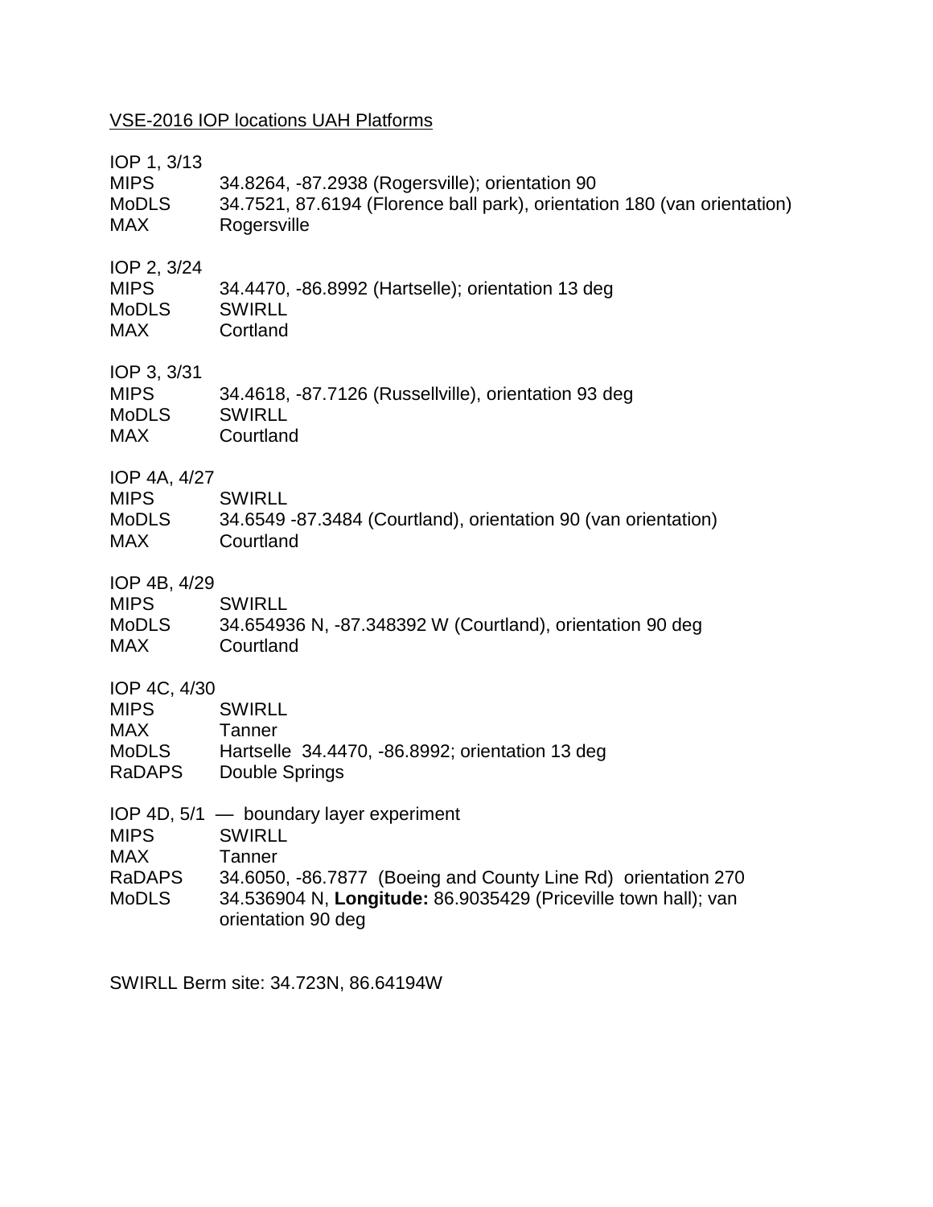<u>VSE-2016 IOP locations UAH Platforms</u>

IOP 1, 3/13
MIPS 34.8264, -87.2938 (Rogersville); orientation 90
MoDLS 34.7521, 87.6194 (Florence ball park), orientation 180 (van orientation)
MAX Rogersville

IOP 2, 3/24
MIPS 34.4470, -86.8992 (Hartselle); orientation 13 deg
MoDLS SWIRLL
MAX Cortland

IOP 3, 3/31
MIPS 34.4618, -87.7126 (Russellville), orientation 93 deg
MoDLS SWIRLL
MAX Courtland

IOP 4A, 4/27
MIPS SWIRLL
MoDLS 34.6549 -87.3484 (Courtland), orientation 90 (van orientation)
MAX Courtland

IOP 4B, 4/29
MIPS SWIRLL
MoDLS 34.654936 N, -87.348392 W (Courtland), orientation 90 deg
MAX Courtland

IOP 4C, 4/30
MIPS SWIRLL
MAX Tanner
MoDLS Hartselle 34.4470, -86.8992; orientation 13 deg
RaDAPS Double Springs

IOP 4D, 5/1 — boundary layer experiment
MIPS SWIRLL
MAX Tanner
RaDAPS 34.6050, -86.7877 (Boeing and County Line Rd) orientation 270
MoDLS 34.536904 N, **Longitude:** 86.9035429 (Priceville town hall); van orientation 90 deg

SWIRLL Berm site: 34.723N, 86.64194W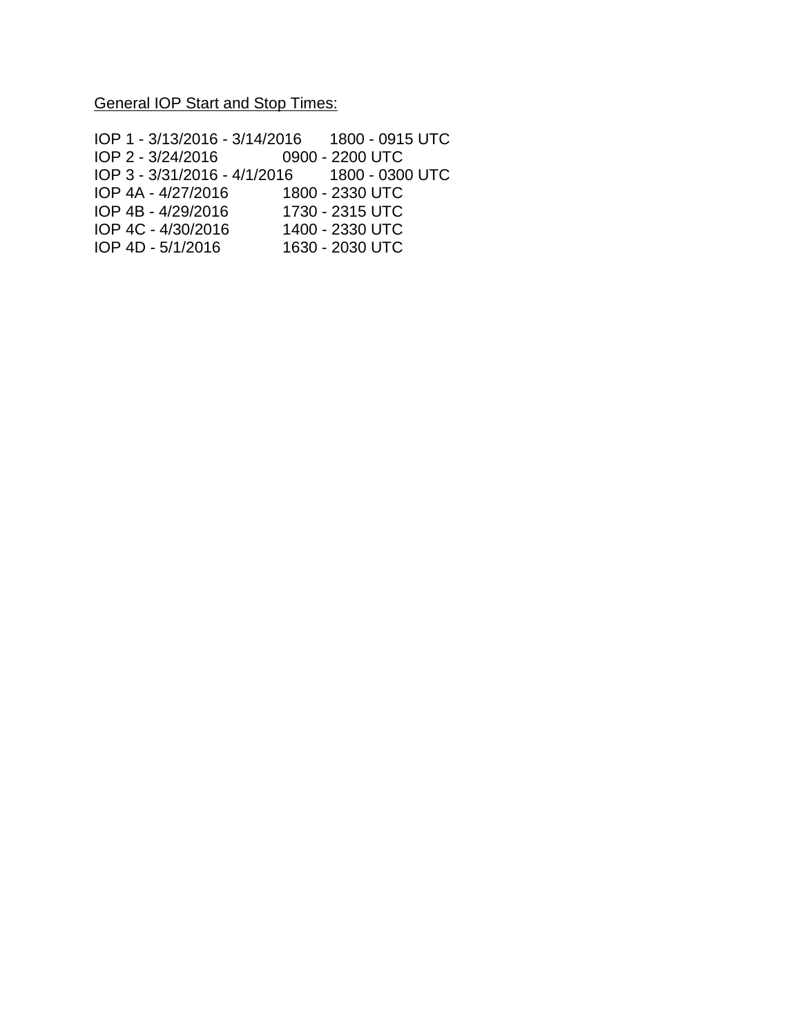<u>General IOP Start and Stop Times:</u>

| | |
|---|---|
| IOP 1 - 3/13/2016 - 3/14/2016 | 1800 - 0915 UTC |
| IOP 2 - 3/24/2016 | 0900 - 2200 UTC |
| IOP 3 - 3/31/2016 - 4/1/2016 | 1800 - 0300 UTC |
| IOP 4A - 4/27/2016 | 1800 - 2330 UTC |
| IOP 4B - 4/29/2016 | 1730 - 2315 UTC |
| IOP 4C - 4/30/2016 | 1400 - 2330 UTC |
| IOP 4D - 5/1/2016 | 1630 - 2030 UTC |